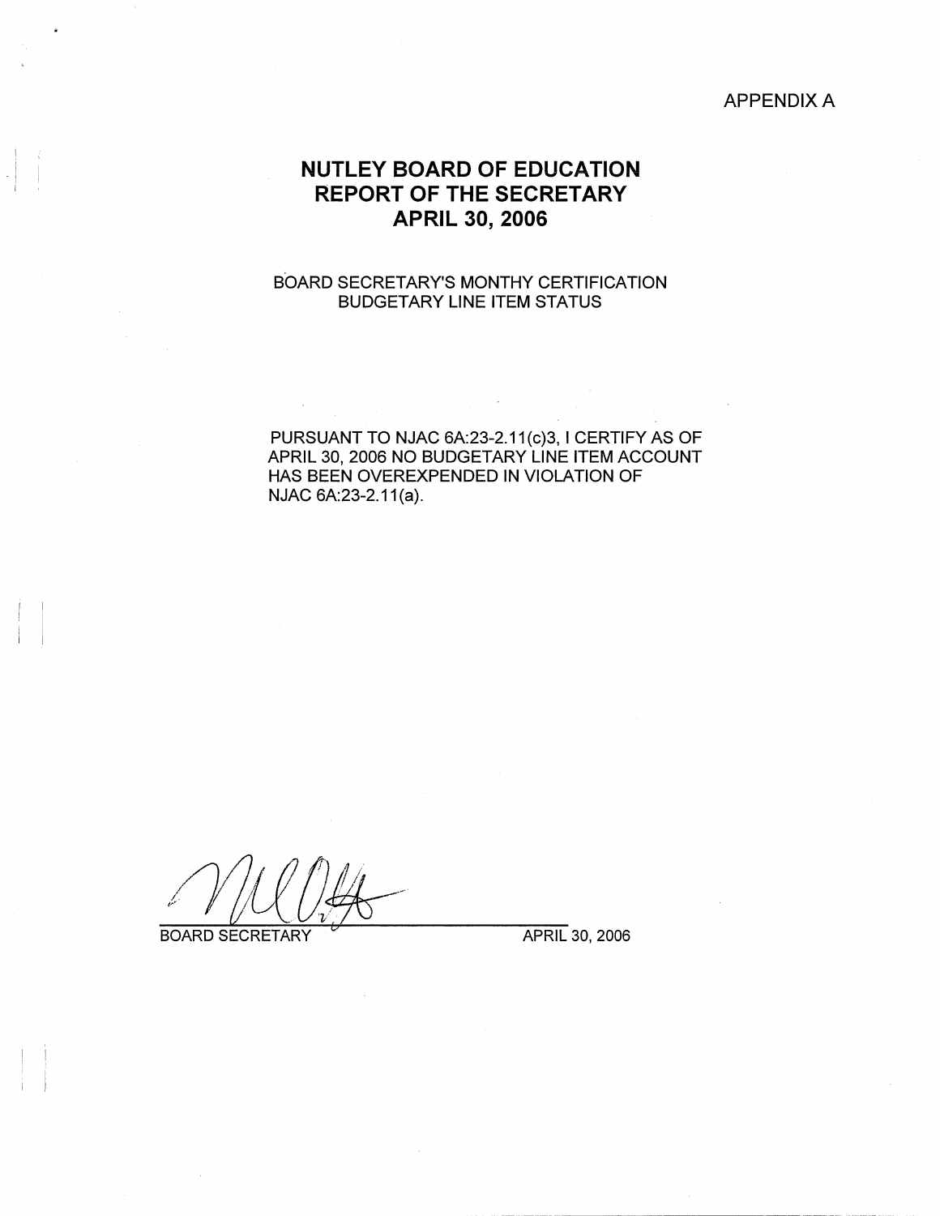APPENDIX A

# NUTLEY BOARD OF EDUCATION
# REPORT OF THE SECRETARY
# APRIL 30, 2006

BOARD SECRETARY'S MONTHY CERTIFICATION
BUDGETARY LINE ITEM STATUS

PURSUANT TO NJAC 6A:23-2.11(c)3, I CERTIFY AS OF APRIL 30, 2006 NO BUDGETARY LINE ITEM ACCOUNT HAS BEEN OVEREXPENDED IN VIOLATION OF NJAC 6A:23-2.11(a).

BOARD SECRETARY &nbsp;&nbsp;&nbsp;&nbsp;&nbsp;&nbsp;&nbsp;&nbsp;&nbsp;&nbsp;&nbsp;&nbsp;&nbsp;&nbsp;&nbsp;&nbsp;&nbsp;&nbsp;&nbsp;&nbsp; APRIL 30, 2006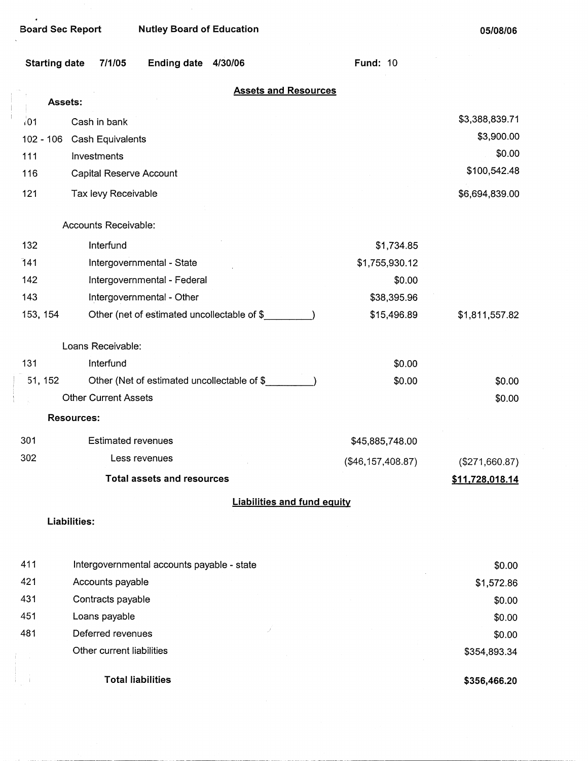Board Sec Report | Nutley Board of Education | 05/08/06

Starting date 7/1/05 Ending date 4/30/06 | Fund: 10

## Assets and Resources

**Assets:**

| Code | Description | | Amount |
|---|---|---|---|
| 101 | Cash in bank | | $3,388,839.71 |
| 102 - 106 | Cash Equivalents | | $3,900.00 |
| 111 | Investments | | $0.00 |
| 116 | Capital Reserve Account | | $100,542.48 |
| 121 | Tax levy Receivable | | $6,694,839.00 |
| | Accounts Receivable: | | |
| 132 | Interfund | $1,734.85 | |
| 141 | Intergovernmental - State | $1,755,930.12 | |
| 142 | Intergovernmental - Federal | $0.00 | |
| 143 | Intergovernmental - Other | $38,395.96 | |
| 153, 154 | Other (net of estimated uncollectable of $_________) | $15,496.89 | $1,811,557.82 |
| | Loans Receivable: | | |
| 131 | Interfund | $0.00 | |
| 151, 152 | Other (Net of estimated uncollectable of $_________) | $0.00 | $0.00 |
| | Other Current Assets | | $0.00 |
| | **Resources:** | | |
| 301 | Estimated revenues | $45,885,748.00 | |
| 302 | Less revenues | ($46,157,408.87) | ($271,660.87) |
| | **Total assets and resources** | | **$11,728,018.14** |

## Liabilities and fund equity

**Liabilities:**

| Code | Description | Amount |
|---|---|---|
| 411 | Intergovernmental accounts payable - state | $0.00 |
| 421 | Accounts payable | $1,572.86 |
| 431 | Contracts payable | $0.00 |
| 451 | Loans payable | $0.00 |
| 481 | Deferred revenues | $0.00 |
| | Other current liabilities | $354,893.34 |
| | **Total liabilities** | **$356,466.20** |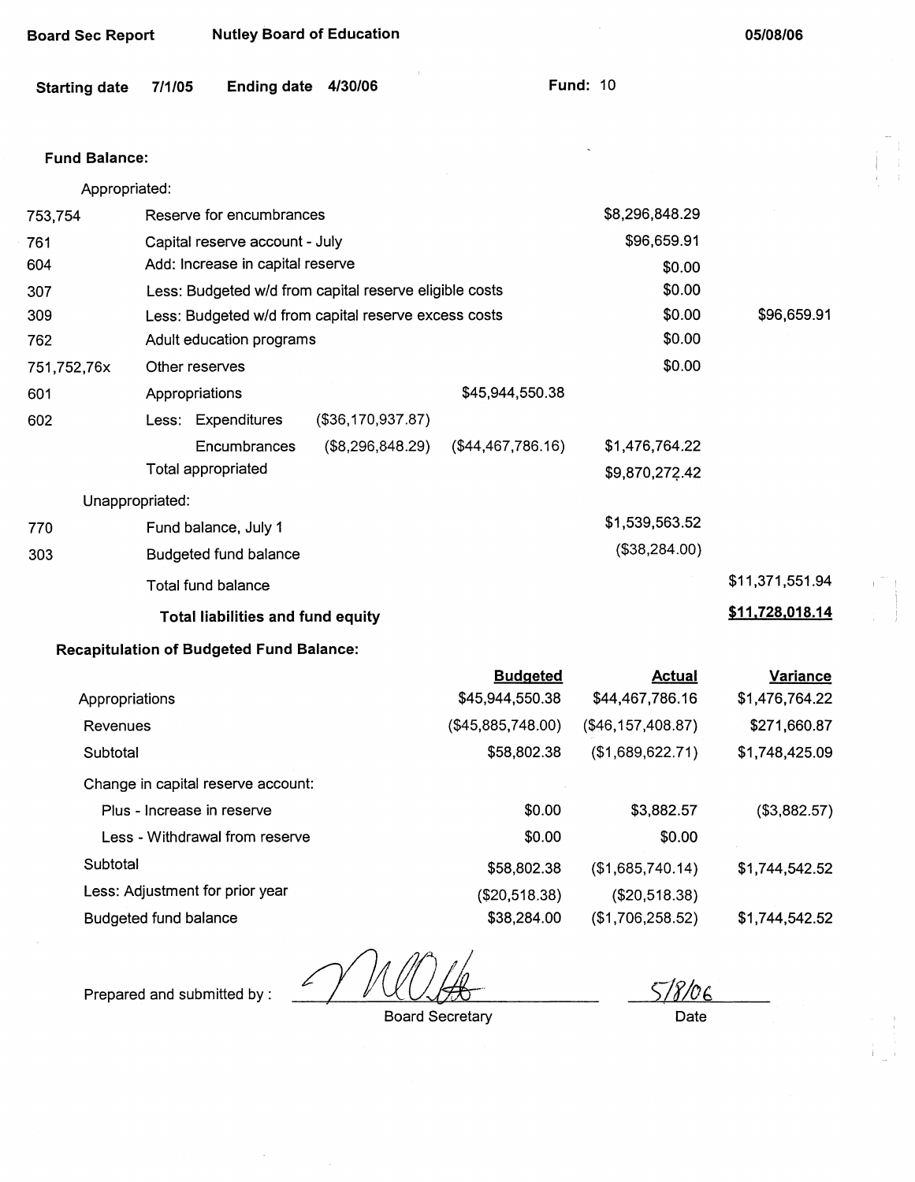**Board Sec Report** **Nutley Board of Education** **05/08/06**

**Starting date** **7/1/05** **Ending date** **4/30/06** **Fund:** 10

**Fund Balance:**

| | | | | | |
|---|---|---|---|---|---|
| | Appropriated: | | | | |
| 753,754 | Reserve for encumbrances | | | $8,296,848.29 | |
| 761 | Capital reserve account - July | | | $96,659.91 | |
| 604 | Add: Increase in capital reserve | | | $0.00 | |
| 307 | Less: Budgeted w/d from capital reserve eligible costs | | | $0.00 | |
| 309 | Less: Budgeted w/d from capital reserve excess costs | | | $0.00 | $96,659.91 |
| 762 | Adult education programs | | | $0.00 | |
| 751,752,76x | Other reserves | | | $0.00 | |
| 601 | Appropriations | | $45,944,550.38 | | |
| 602 | Less: Expenditures | ($36,170,937.87) | | | |
| | Encumbrances | ($8,296,848.29) | ($44,467,786.16) | $1,476,764.22 | |
| | Total appropriated | | | $9,870,272.42 | |
| | Unappropriated: | | | | |
| 770 | Fund balance, July 1 | | | $1,539,563.52 | |
| 303 | Budgeted fund balance | | | ($38,284.00) | |
| | Total fund balance | | | | $11,371,551.94 |
| | **Total liabilities and fund equity** | | | | **$11,728,018.14** |

**Recapitulation of Budgeted Fund Balance:**

| | Budgeted | Actual | Variance |
|---|---|---|---|
| Appropriations | $45,944,550.38 | $44,467,786.16 | $1,476,764.22 |
| Revenues | ($45,885,748.00) | ($46,157,408.87) | $271,660.87 |
| Subtotal | $58,802.38 | ($1,689,622.71) | $1,748,425.09 |
| Change in capital reserve account: | | | |
| Plus - Increase in reserve | $0.00 | $3,882.57 | ($3,882.57) |
| Less - Withdrawal from reserve | $0.00 | $0.00 | |
| Subtotal | $58,802.38 | ($1,685,740.14) | $1,744,542.52 |
| Less: Adjustment for prior year | ($20,518.38) | ($20,518.38) | |
| Budgeted fund balance | $38,284.00 | ($1,706,258.52) | $1,744,542.52 |

Prepared and submitted by : ______________________ Board Secretary

5/8/06 Date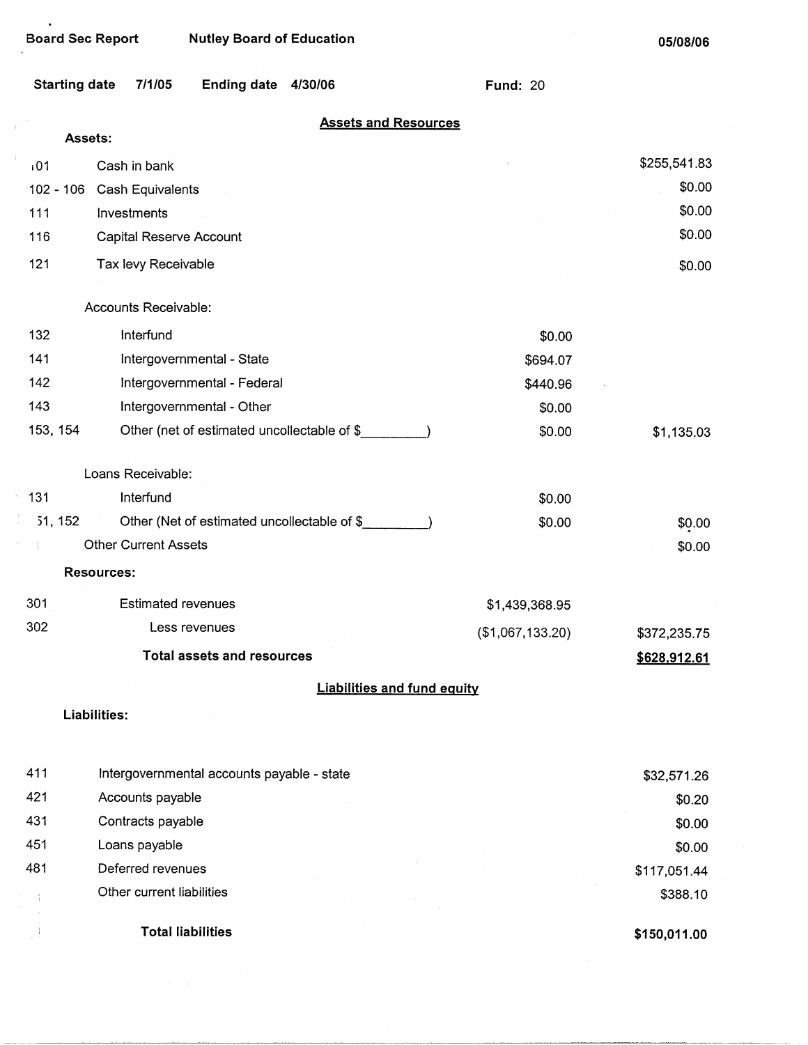Board Sec Report | Nutley Board of Education | 05/08/06

**Starting date** 7/1/05 **Ending date** 4/30/06 **Fund:** 20

## Assets and Resources

**Assets:**

| Code | Description | | Amount |
|---|---|---|---|
| 101 | Cash in bank | | $255,541.83 |
| 102 - 106 | Cash Equivalents | | $0.00 |
| 111 | Investments | | $0.00 |
| 116 | Capital Reserve Account | | $0.00 |
| 121 | Tax levy Receivable | | $0.00 |
| | Accounts Receivable: | | |
| 132 | Interfund | $0.00 | |
| 141 | Intergovernmental - State | $694.07 | |
| 142 | Intergovernmental - Federal | $440.96 | |
| 143 | Intergovernmental - Other | $0.00 | |
| 153, 154 | Other (net of estimated uncollectable of $_________) | $0.00 | $1,135.03 |
| | Loans Receivable: | | |
| 131 | Interfund | $0.00 | |
| 51, 152 | Other (Net of estimated uncollectable of $_________) | $0.00 | $0.00 |
| | Other Current Assets | | $0.00 |

**Resources:**

| Code | Description | | Amount |
|---|---|---|---|
| 301 | Estimated revenues | $1,439,368.95 | |
| 302 | Less revenues | ($1,067,133.20) | $372,235.75 |
| | **Total assets and resources** | | **$628,912.61** |

## Liabilities and fund equity

**Liabilities:**

| Code | Description | Amount |
|---|---|---|
| 411 | Intergovernmental accounts payable - state | $32,571.26 |
| 421 | Accounts payable | $0.20 |
| 431 | Contracts payable | $0.00 |
| 451 | Loans payable | $0.00 |
| 481 | Deferred revenues | $117,051.44 |
| | Other current liabilities | $388.10 |
| | **Total liabilities** | **$150,011.00** |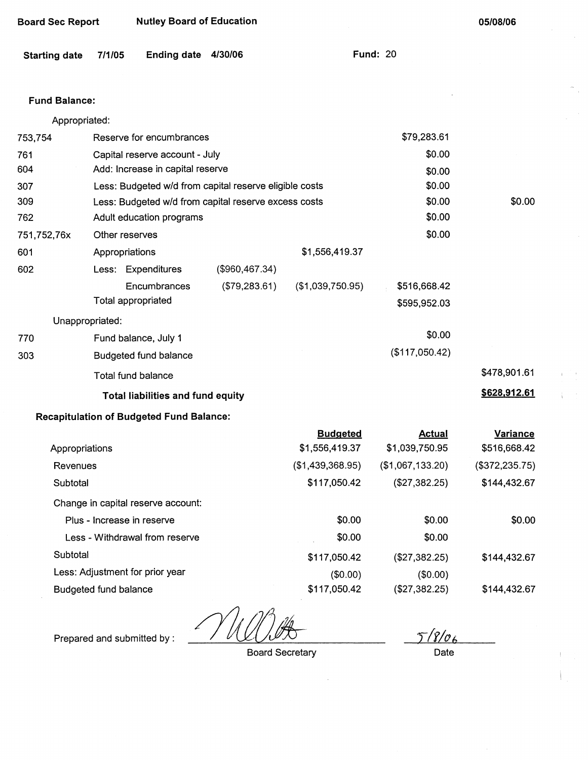Board Sec Report — Nutley Board of Education — 05/08/06

Starting date 7/1/05 Ending date 4/30/06 Fund: 20

**Fund Balance:**

| | | | | | |
|---|---|---|---|---|---|
| | Appropriated: | | | | |
| 753,754 | Reserve for encumbrances | | | $79,283.61 | |
| 761 | Capital reserve account - July | | | $0.00 | |
| 604 | Add: Increase in capital reserve | | | $0.00 | |
| 307 | Less: Budgeted w/d from capital reserve eligible costs | | | $0.00 | |
| 309 | Less: Budgeted w/d from capital reserve excess costs | | | $0.00 | $0.00 |
| 762 | Adult education programs | | | $0.00 | |
| 751,752,76x | Other reserves | | | $0.00 | |
| 601 | Appropriations | | $1,556,419.37 | | |
| 602 | Less: Expenditures | ($960,467.34) | | | |
| | Encumbrances | ($79,283.61) | ($1,039,750.95) | $516,668.42 | |
| | Total appropriated | | | $595,952.03 | |
| | Unappropriated: | | | | |
| 770 | Fund balance, July 1 | | | $0.00 | |
| 303 | Budgeted fund balance | | | ($117,050.42) | |
| | Total fund balance | | | | $478,901.61 |
| | **Total liabilities and fund equity** | | | | **$628,912.61** |

**Recapitulation of Budgeted Fund Balance:**

| | Budgeted | Actual | Variance |
|---|---|---|---|
| Appropriations | $1,556,419.37 | $1,039,750.95 | $516,668.42 |
| Revenues | ($1,439,368.95) | ($1,067,133.20) | ($372,235.75) |
| Subtotal | $117,050.42 | ($27,382.25) | $144,432.67 |
| Change in capital reserve account: | | | |
| Plus - Increase in reserve | $0.00 | $0.00 | $0.00 |
| Less - Withdrawal from reserve | $0.00 | $0.00 | |
| Subtotal | $117,050.42 | ($27,382.25) | $144,432.67 |
| Less: Adjustment for prior year | ($0.00) | ($0.00) | |
| Budgeted fund balance | $117,050.42 | ($27,382.25) | $144,432.67 |

Prepared and submitted by : _[signature]_ — Board Secretary

5/8/06 — Date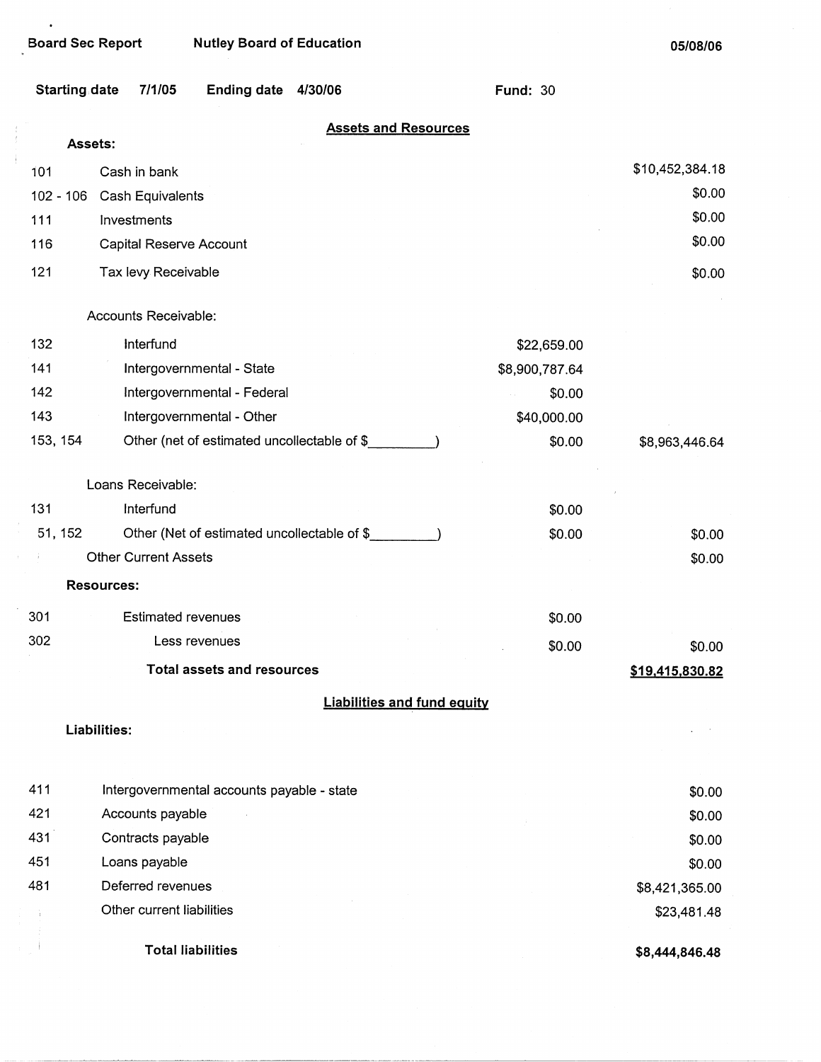Board Sec Report — Nutley Board of Education — 05/08/06

**Starting date** 7/1/05 **Ending date** 4/30/06 **Fund:** 30

## Assets and Resources

| Code | Description | | Amount |
|---|---|---|---|
| | **Assets:** | | |
| 101 | Cash in bank | | $10,452,384.18 |
| 102 - 106 | Cash Equivalents | | $0.00 |
| 111 | Investments | | $0.00 |
| 116 | Capital Reserve Account | | $0.00 |
| 121 | Tax levy Receivable | | $0.00 |
| | Accounts Receivable: | | |
| 132 | Interfund | $22,659.00 | |
| 141 | Intergovernmental - State | $8,900,787.64 | |
| 142 | Intergovernmental - Federal | $0.00 | |
| 143 | Intergovernmental - Other | $40,000.00 | |
| 153, 154 | Other (net of estimated uncollectable of $_________) | $0.00 | $8,963,446.64 |
| | Loans Receivable: | | |
| 131 | Interfund | $0.00 | |
| 51, 152 | Other (Net of estimated uncollectable of $_________) | $0.00 | $0.00 |
| | Other Current Assets | | $0.00 |
| | **Resources:** | | |
| 301 | Estimated revenues | $0.00 | |
| 302 | Less revenues | $0.00 | $0.00 |
| | **Total assets and resources** | | **$19,415,830.82** |

## Liabilities and fund equity

| Code | Description | Amount |
|---|---|---|
| | **Liabilities:** | |
| 411 | Intergovernmental accounts payable - state | $0.00 |
| 421 | Accounts payable | $0.00 |
| 431 | Contracts payable | $0.00 |
| 451 | Loans payable | $0.00 |
| 481 | Deferred revenues | $8,421,365.00 |
| | Other current liabilities | $23,481.48 |
| | **Total liabilities** | **$8,444,846.48** |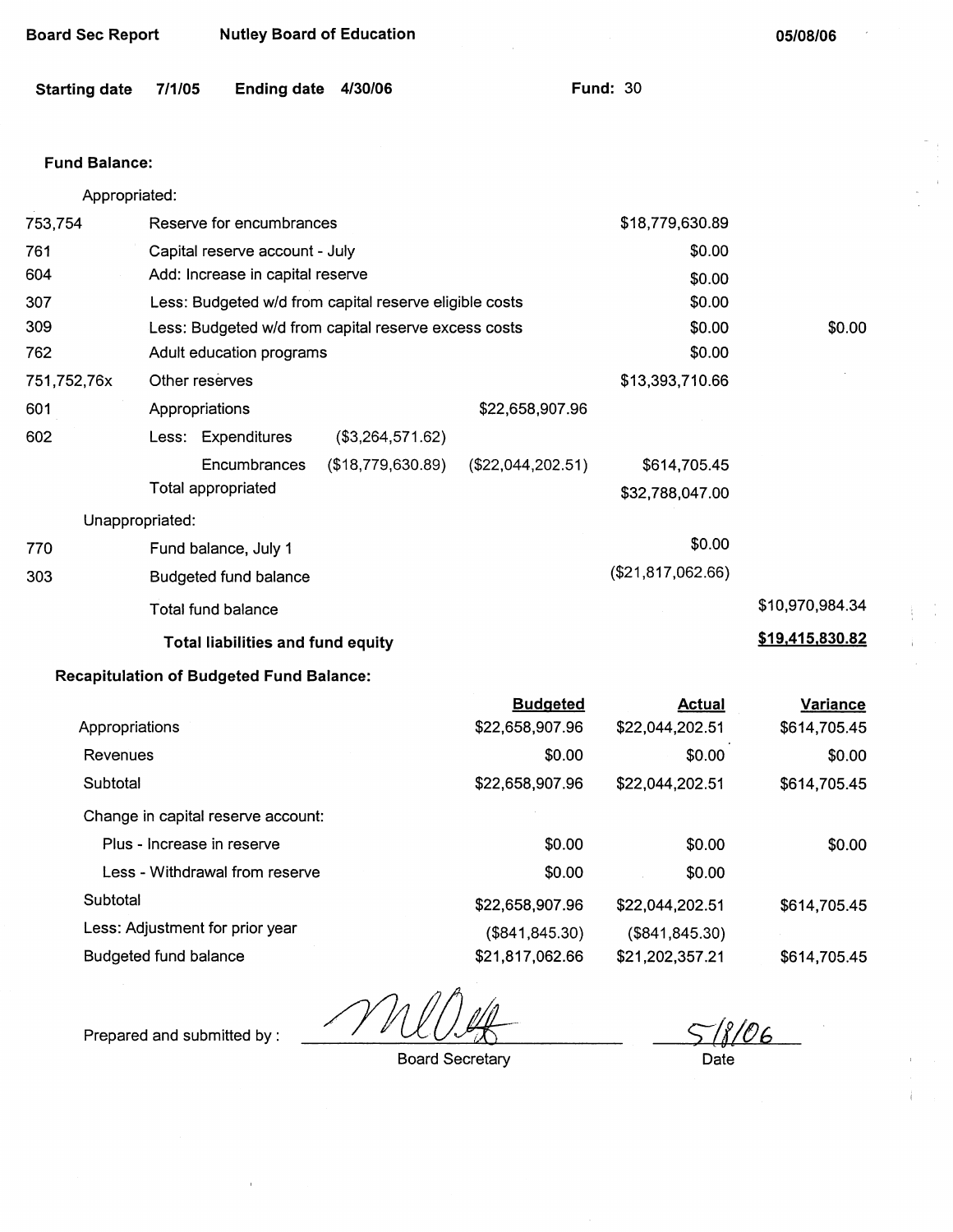**Board Sec Report** **Nutley Board of Education** **05/08/06**

**Starting date** 7/1/05 **Ending date** 4/30/06 **Fund:** 30

**Fund Balance:**

| | | | | | |
|---|---|---|---|---|---|
| | Appropriated: | | | | |
| 753,754 | Reserve for encumbrances | | | $18,779,630.89 | |
| 761 | Capital reserve account - July | | | $0.00 | |
| 604 | Add: Increase in capital reserve | | | $0.00 | |
| 307 | Less: Budgeted w/d from capital reserve eligible costs | | | $0.00 | |
| 309 | Less: Budgeted w/d from capital reserve excess costs | | | $0.00 | $0.00 |
| 762 | Adult education programs | | | $0.00 | |
| 751,752,76x | Other reserves | | | $13,393,710.66 | |
| 601 | Appropriations | | $22,658,907.96 | | |
| 602 | Less: Expenditures | ($3,264,571.62) | | | |
| | Encumbrances | ($18,779,630.89) | ($22,044,202.51) | $614,705.45 | |
| | Total appropriated | | | $32,788,047.00 | |
| | Unappropriated: | | | | |
| 770 | Fund balance, July 1 | | | $0.00 | |
| 303 | Budgeted fund balance | | | ($21,817,062.66) | |
| | Total fund balance | | | | $10,970,984.34 |
| | **Total liabilities and fund equity** | | | | **$19,415,830.82** |

**Recapitulation of Budgeted Fund Balance:**

| | Budgeted | Actual | Variance |
|---|---|---|---|
| Appropriations | $22,658,907.96 | $22,044,202.51 | $614,705.45 |
| Revenues | $0.00 | $0.00 | $0.00 |
| Subtotal | $22,658,907.96 | $22,044,202.51 | $614,705.45 |
| Change in capital reserve account: | | | |
| Plus - Increase in reserve | $0.00 | $0.00 | $0.00 |
| Less - Withdrawal from reserve | $0.00 | $0.00 | |
| Subtotal | $22,658,907.96 | $22,044,202.51 | $614,705.45 |
| Less: Adjustment for prior year | ($841,845.30) | ($841,845.30) | |
| Budgeted fund balance | $21,817,062.66 | $21,202,357.21 | $614,705.45 |

Prepared and submitted by : _______________ 5/8/06

Board Secretary                 Date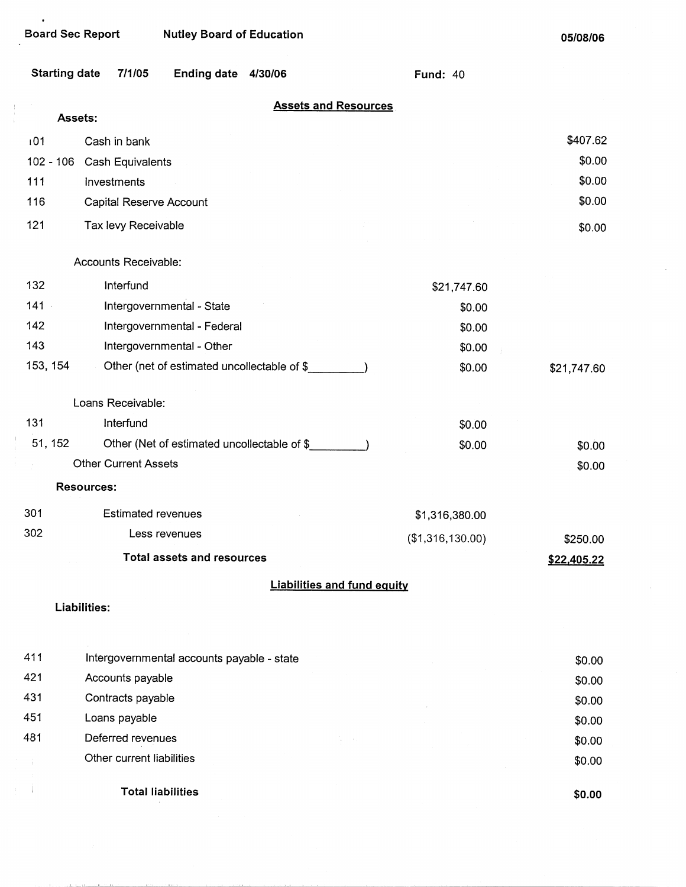Board Sec Report | Nutley Board of Education | 05/08/06

Starting date 7/1/05 | Ending date 4/30/06 | Fund: 40

## Assets and Resources

| Code | Description | | Amount |
|---|---|---|---|
| | **Assets:** | | |
| 101 | Cash in bank | | $407.62 |
| 102 - 106 | Cash Equivalents | | $0.00 |
| 111 | Investments | | $0.00 |
| 116 | Capital Reserve Account | | $0.00 |
| 121 | Tax levy Receivable | | $0.00 |
| | Accounts Receivable: | | |
| 132 | Interfund | $21,747.60 | |
| 141 | Intergovernmental - State | $0.00 | |
| 142 | Intergovernmental - Federal | $0.00 | |
| 143 | Intergovernmental - Other | $0.00 | |
| 153, 154 | Other (net of estimated uncollectable of $_________) | $0.00 | $21,747.60 |
| | Loans Receivable: | | |
| 131 | Interfund | $0.00 | |
| 51, 152 | Other (Net of estimated uncollectable of $_________) | $0.00 | $0.00 |
| | Other Current Assets | | $0.00 |
| | **Resources:** | | |
| 301 | Estimated revenues | $1,316,380.00 | |
| 302 | Less revenues | ($1,316,130.00) | $250.00 |
| | **Total assets and resources** | | **$22,405.22** |

## Liabilities and fund equity

| Code | Description | Amount |
|---|---|---|
| | **Liabilities:** | |
| 411 | Intergovernmental accounts payable - state | $0.00 |
| 421 | Accounts payable | $0.00 |
| 431 | Contracts payable | $0.00 |
| 451 | Loans payable | $0.00 |
| 481 | Deferred revenues | $0.00 |
| | Other current liabilities | $0.00 |
| | **Total liabilities** | **$0.00** |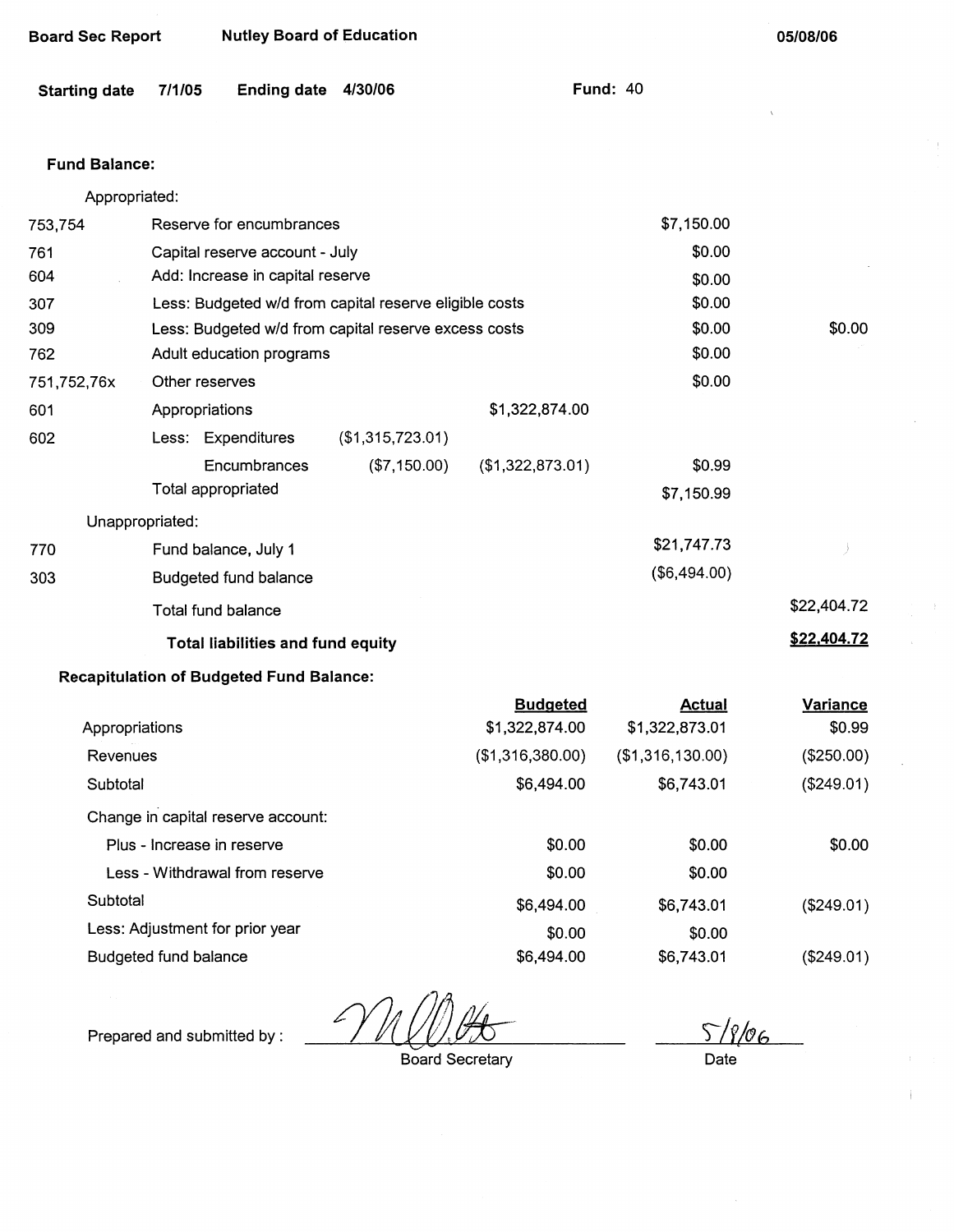Board Sec Report    Nutley Board of Education    05/08/06

**Starting date** 7/1/05    **Ending date** 4/30/06    **Fund:** 40

**Fund Balance:**

| Code | Description | | | | |
|---|---|---|---|---|---|
| | Appropriated: | | | | |
| 753,754 | Reserve for encumbrances | | | $7,150.00 | |
| 761 | Capital reserve account - July | | | $0.00 | |
| 604 | Add: Increase in capital reserve | | | $0.00 | |
| 307 | Less: Budgeted w/d from capital reserve eligible costs | | | $0.00 | |
| 309 | Less: Budgeted w/d from capital reserve excess costs | | | $0.00 | $0.00 |
| 762 | Adult education programs | | | $0.00 | |
| 751,752,76x | Other reserves | | | $0.00 | |
| 601 | Appropriations | | $1,322,874.00 | | |
| 602 | Less: Expenditures | ($1,315,723.01) | | | |
| | Encumbrances | ($7,150.00) | ($1,322,873.01) | $0.99 | |
| | Total appropriated | | | $7,150.99 | |
| | Unappropriated: | | | | |
| 770 | Fund balance, July 1 | | | $21,747.73 | |
| 303 | Budgeted fund balance | | | ($6,494.00) | |
| | Total fund balance | | | | $22,404.72 |
| | **Total liabilities and fund equity** | | | | **$22,404.72** |

**Recapitulation of Budgeted Fund Balance:**

| | Budgeted | Actual | Variance |
|---|---|---|---|
| Appropriations | $1,322,874.00 | $1,322,873.01 | $0.99 |
| Revenues | ($1,316,380.00) | ($1,316,130.00) | ($250.00) |
| Subtotal | $6,494.00 | $6,743.01 | ($249.01) |
| Change in capital reserve account: | | | |
| Plus - Increase in reserve | $0.00 | $0.00 | $0.00 |
| Less - Withdrawal from reserve | $0.00 | $0.00 | |
| Subtotal | $6,494.00 | $6,743.01 | ($249.01) |
| Less: Adjustment for prior year | $0.00 | $0.00 | |
| Budgeted fund balance | $6,494.00 | $6,743.01 | ($249.01) |

Prepared and submitted by : ____________________ Board Secretary    5/8/06 Date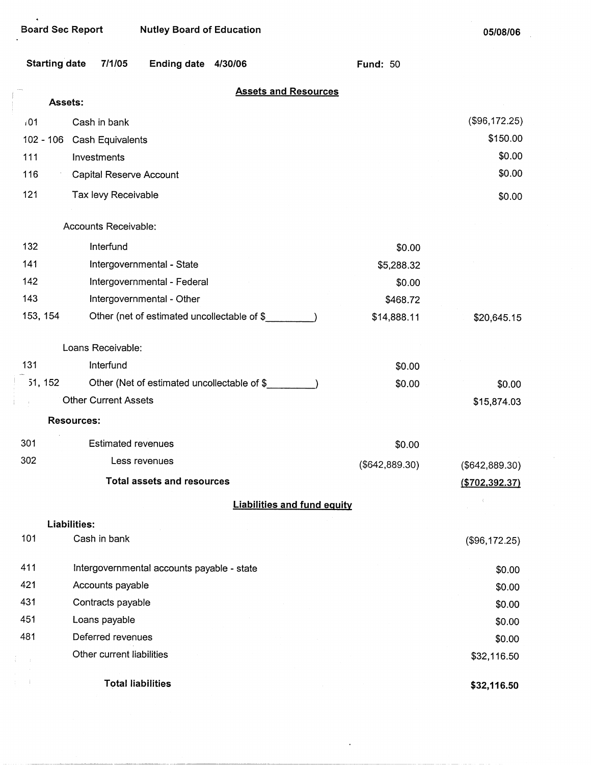Board Sec Report Nutley Board of Education 05/08/06

**Starting date** 7/1/05 **Ending date** 4/30/06 **Fund:** 50

## Assets and Resources

| Code | Description | | |
|---|---|---|---|
| **Assets:** | | | |
| 101 | Cash in bank | | ($96,172.25) |
| 102 - 106 | Cash Equivalents | | $150.00 |
| 111 | Investments | | $0.00 |
| 116 | Capital Reserve Account | | $0.00 |
| 121 | Tax levy Receivable | | $0.00 |
| | Accounts Receivable: | | |
| 132 | Interfund | $0.00 | |
| 141 | Intergovernmental - State | $5,288.32 | |
| 142 | Intergovernmental - Federal | $0.00 | |
| 143 | Intergovernmental - Other | $468.72 | |
| 153, 154 | Other (net of estimated uncollectable of $_________) | $14,888.11 | $20,645.15 |
| | Loans Receivable: | | |
| 131 | Interfund | $0.00 | |
| 151, 152 | Other (Net of estimated uncollectable of $_________) | $0.00 | $0.00 |
| | Other Current Assets | | $15,874.03 |
| **Resources:** | | | |
| 301 | Estimated revenues | $0.00 | |
| 302 | Less revenues | ($642,889.30) | ($642,889.30) |
| | **Total assets and resources** | | **($702,392.37)** |

## Liabilities and fund equity

| Code | Description | |
|---|---|---|
| **Liabilities:** | | |
| 101 | Cash in bank | ($96,172.25) |
| 411 | Intergovernmental accounts payable - state | $0.00 |
| 421 | Accounts payable | $0.00 |
| 431 | Contracts payable | $0.00 |
| 451 | Loans payable | $0.00 |
| 481 | Deferred revenues | $0.00 |
| | Other current liabilities | $32,116.50 |
| | **Total liabilities** | **$32,116.50** |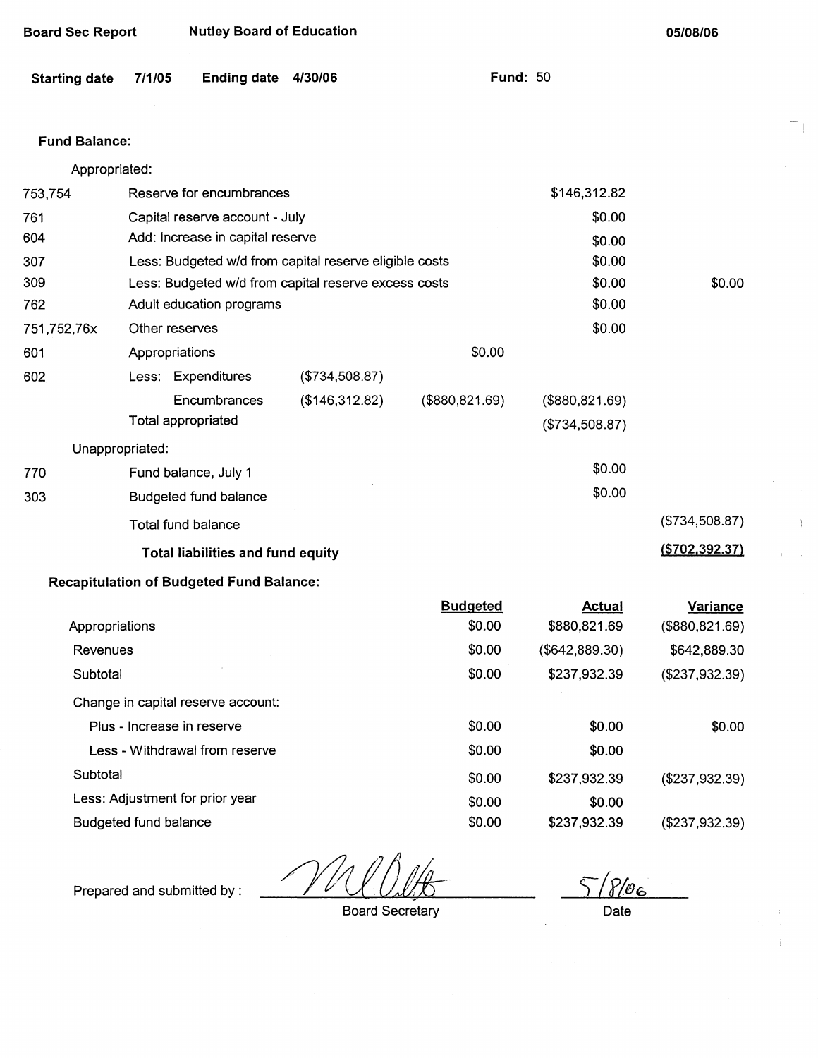**Board Sec Report** **Nutley Board of Education** **05/08/06**

**Starting date** **7/1/05** **Ending date** **4/30/06** **Fund:** 50

**Fund Balance:**

| | | | | | |
|---|---|---|---|---|---|
| | Appropriated: | | | | |
| 753,754 | Reserve for encumbrances | | | $146,312.82 | |
| 761 | Capital reserve account - July | | | $0.00 | |
| 604 | Add: Increase in capital reserve | | | $0.00 | |
| 307 | Less: Budgeted w/d from capital reserve eligible costs | | | $0.00 | |
| 309 | Less: Budgeted w/d from capital reserve excess costs | | | $0.00 | $0.00 |
| 762 | Adult education programs | | | $0.00 | |
| 751,752,76x | Other reserves | | | $0.00 | |
| 601 | Appropriations | | $0.00 | | |
| 602 | Less: Expenditures | ($734,508.87) | | | |
| | Encumbrances | ($146,312.82) | ($880,821.69) | ($880,821.69) | |
| | Total appropriated | | | ($734,508.87) | |
| | Unappropriated: | | | | |
| 770 | Fund balance, July 1 | | | $0.00 | |
| 303 | Budgeted fund balance | | | $0.00 | |
| | Total fund balance | | | | ($734,508.87) |
| | **Total liabilities and fund equity** | | | | **($702,392.37)** |

**Recapitulation of Budgeted Fund Balance:**

| | Budgeted | Actual | Variance |
|---|---|---|---|
| Appropriations | $0.00 | $880,821.69 | ($880,821.69) |
| Revenues | $0.00 | ($642,889.30) | $642,889.30 |
| Subtotal | $0.00 | $237,932.39 | ($237,932.39) |
| Change in capital reserve account: | | | |
| Plus - Increase in reserve | $0.00 | $0.00 | $0.00 |
| Less - Withdrawal from reserve | $0.00 | $0.00 | |
| Subtotal | $0.00 | $237,932.39 | ($237,932.39) |
| Less: Adjustment for prior year | $0.00 | $0.00 | |
| Budgeted fund balance | $0.00 | $237,932.39 | ($237,932.39) |

Prepared and submitted by : _[signature]_ Board Secretary

5/8/06 Date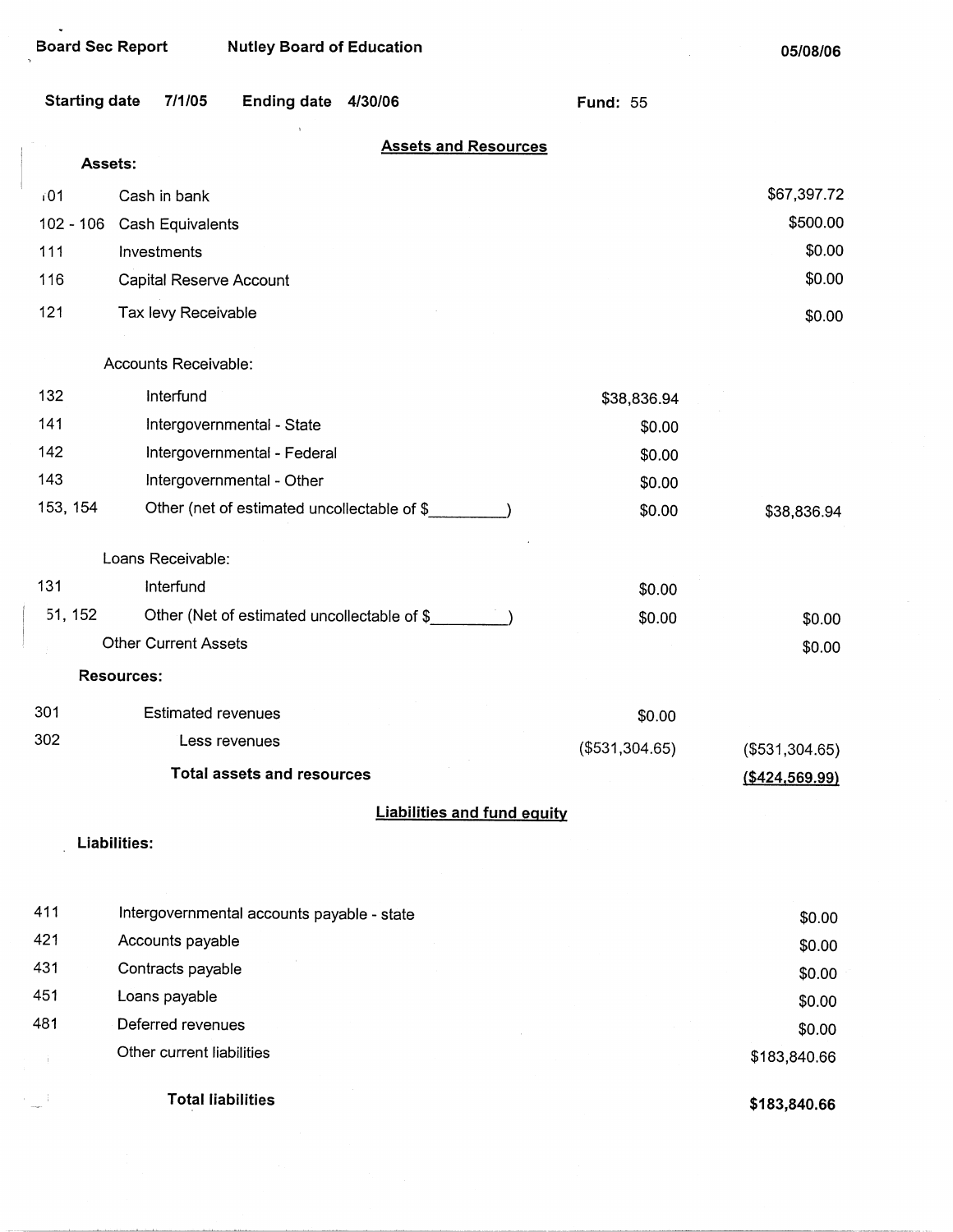Board Sec Report | Nutley Board of Education | 05/08/06

Starting date 7/1/05 | Ending date 4/30/06 | Fund: 55

## Assets and Resources

| Code | Description | | Amount |
|---|---|---|---|
| **Assets:** | | | |
| 101 | Cash in bank | | $67,397.72 |
| 102 - 106 | Cash Equivalents | | $500.00 |
| 111 | Investments | | $0.00 |
| 116 | Capital Reserve Account | | $0.00 |
| 121 | Tax levy Receivable | | $0.00 |
| | Accounts Receivable: | | |
| 132 | Interfund | $38,836.94 | |
| 141 | Intergovernmental - State | $0.00 | |
| 142 | Intergovernmental - Federal | $0.00 | |
| 143 | Intergovernmental - Other | $0.00 | |
| 153, 154 | Other (net of estimated uncollectable of $_________) | $0.00 | $38,836.94 |
| | Loans Receivable: | | |
| 131 | Interfund | $0.00 | |
| 151, 152 | Other (Net of estimated uncollectable of $_________) | $0.00 | $0.00 |
| | Other Current Assets | | $0.00 |
| **Resources:** | | | |
| 301 | Estimated revenues | $0.00 | |
| 302 | Less revenues | ($531,304.65) | ($531,304.65) |
| | **Total assets and resources** | | **($424,569.99)** |

## Liabilities and fund equity

| Code | Description | Amount |
|---|---|---|
| **Liabilities:** | | |
| 411 | Intergovernmental accounts payable - state | $0.00 |
| 421 | Accounts payable | $0.00 |
| 431 | Contracts payable | $0.00 |
| 451 | Loans payable | $0.00 |
| 481 | Deferred revenues | $0.00 |
| | Other current liabilities | $183,840.66 |
| | **Total liabilities** | **$183,840.66** |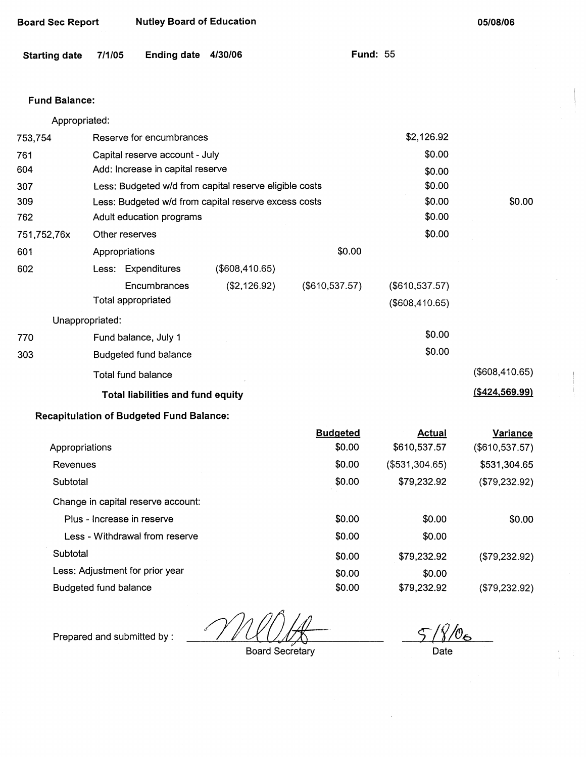Board Sec Report Nutley Board of Education 05/08/06

**Starting date** 7/1/05 **Ending date** 4/30/06 **Fund:** 55

**Fund Balance:**

| | | | | | |
|---|---|---|---|---|---|
| | Appropriated: | | | | |
| 753,754 | Reserve for encumbrances | | | $2,126.92 | |
| 761 | Capital reserve account - July | | | $0.00 | |
| 604 | Add: Increase in capital reserve | | | $0.00 | |
| 307 | Less: Budgeted w/d from capital reserve eligible costs | | | $0.00 | |
| 309 | Less: Budgeted w/d from capital reserve excess costs | | | $0.00 | $0.00 |
| 762 | Adult education programs | | | $0.00 | |
| 751,752,76x | Other reserves | | | $0.00 | |
| 601 | Appropriations | | $0.00 | | |
| 602 | Less: Expenditures | ($608,410.65) | | | |
| | Encumbrances | ($2,126.92) | ($610,537.57) | ($610,537.57) | |
| | Total appropriated | | | ($608,410.65) | |
| | Unappropriated: | | | | |
| 770 | Fund balance, July 1 | | | $0.00 | |
| 303 | Budgeted fund balance | | | $0.00 | |
| | Total fund balance | | | | ($608,410.65) |
| | **Total liabilities and fund equity** | | | | **($424,569.99)** |

**Recapitulation of Budgeted Fund Balance:**

| | Budgeted | Actual | Variance |
|---|---|---|---|
| Appropriations | $0.00 | $610,537.57 | ($610,537.57) |
| Revenues | $0.00 | ($531,304.65) | $531,304.65 |
| Subtotal | $0.00 | $79,232.92 | ($79,232.92) |
| Change in capital reserve account: | | | |
| Plus - Increase in reserve | $0.00 | $0.00 | $0.00 |
| Less - Withdrawal from reserve | $0.00 | $0.00 | |
| Subtotal | $0.00 | $79,232.92 | ($79,232.92) |
| Less: Adjustment for prior year | $0.00 | $0.00 | |
| Budgeted fund balance | $0.00 | $79,232.92 | ($79,232.92) |

Prepared and submitted by : _______________ Board Secretary 5/8/06 Date